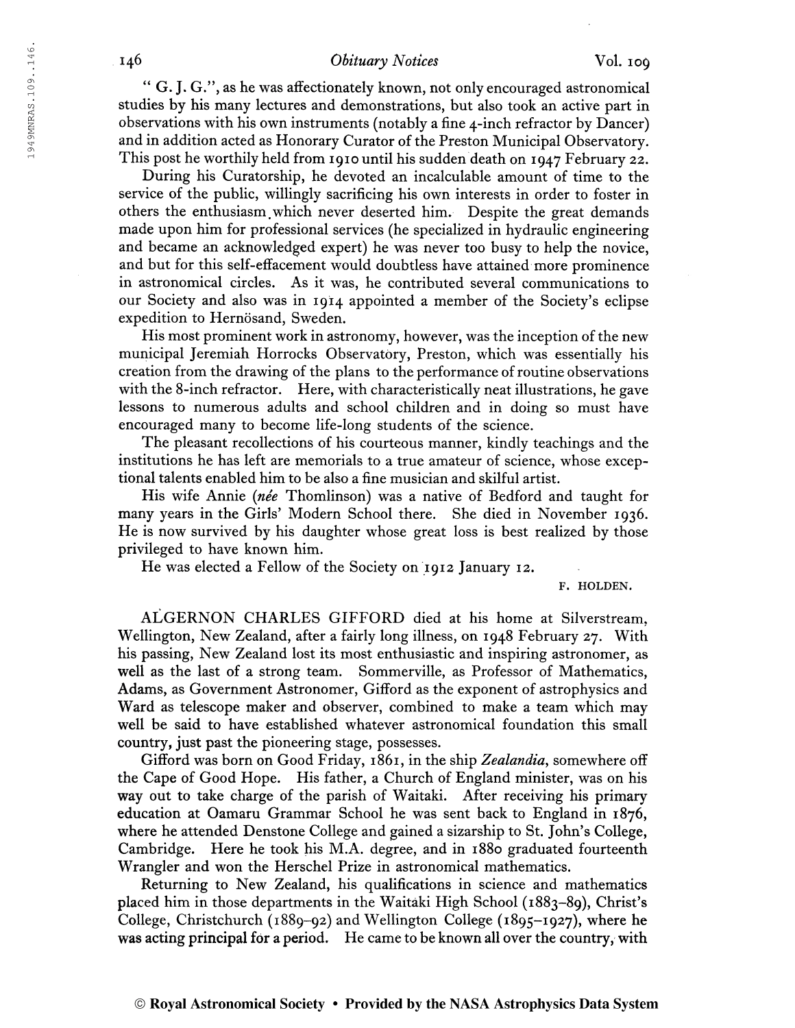" G. J. G.", as he was affectionately known, not only encouraged astronomical studies by his many lectures and demonstrations, but also took an active part in observations with his own instruments (notably a fine 4-inch refractor by Dancer) and in addition acted as Honorary Curator of the Preston Municipal Observatory. This post he worthily held from 1910 until his sudden death on 1947 February 22.

During his Curatorship, he devoted an incalculable amount of time to the service of the public, willingly sacrificing his own interests in order to foster in others the enthusiasm which never deserted him. Despite the great demands made upon him for professional services (he specialized in hydraulic engineering and became an acknowledged expert) he was never too busy to help the novice, and but for this self-effacement would doubtless have attained more prominence in astronomical circles. As it was, he contributed several communications to our Society and also was in 1914 appointed a member of the Society's eclipse expedition to Hernösand, Sweden.

His most prominent work in astronomy, however, was the inception of the new municipal Jeremiah Horrocks Observatory, Preston, which was essentially his creation from the drawing of the plans to the performance of routine observations with the 8-inch refractor. Here, with characteristically neat illustrations, he gave lessons to numerous adults and school children and in doing so must have encouraged many to become life-long students of the science.

The pleasant recollections of his courteous manner, kindly teachings and the institutions he has left are memorials to a true amateur of science, whose exceptional talents enabled him to be also a fine musician and skilful artist.

His wife Annie (*née* Thomlinson) was a native of Bedford and taught for many years in the Girls' Modern School there. She died in November 1936. He is now survived by his daughter whose great loss is best realized by those privileged to have known him.

He was elected a Fellow of the Society on 1912 January 12.

F. HOLDEN.

ALGERNON CHARLES GIFFORD died at his home at Silverstream, Wellington, New Zealand, after a fairly long illness, on 1948 February 27. With his passing, New Zealand lost its most enthusiastic and inspiring astronomer, as well as the last of a strong team. Sommerville, as Professor of Mathematics, Adams, as Government Astronomer, Gifford as the exponent of astrophysics and Ward as telescope maker and observer, combined to make a team which may well be said to have established whatever astronomical foundation this small country, just past the pioneering stage, possesses.

Gifford was born on Good Friday, 1861, in the ship *Zealandia*, somewhere off the Cape of Good Hope. His father, a Church of England minister, was on his way out to take charge of the parish of Waitaki. After receiving his primary education at Oamaru Grammar School he was sent back to England in 1876, where he attended Denstone College and gained a sizarship to St. John's College, Cambridge. Here he took his M.A. degree, and in 1880 graduated fourteenth Wrangler and won the Herschel Prize in astronomical mathematics.

Returning to New Zealand, his qualifications in science and mathematics placed him in those departments in the Waitaki High School (1883–89), Christ's College, Christchurch (1889–92) and Wellington College (1895–1927), where he was acting principal for a period. He came to be known all over the country, with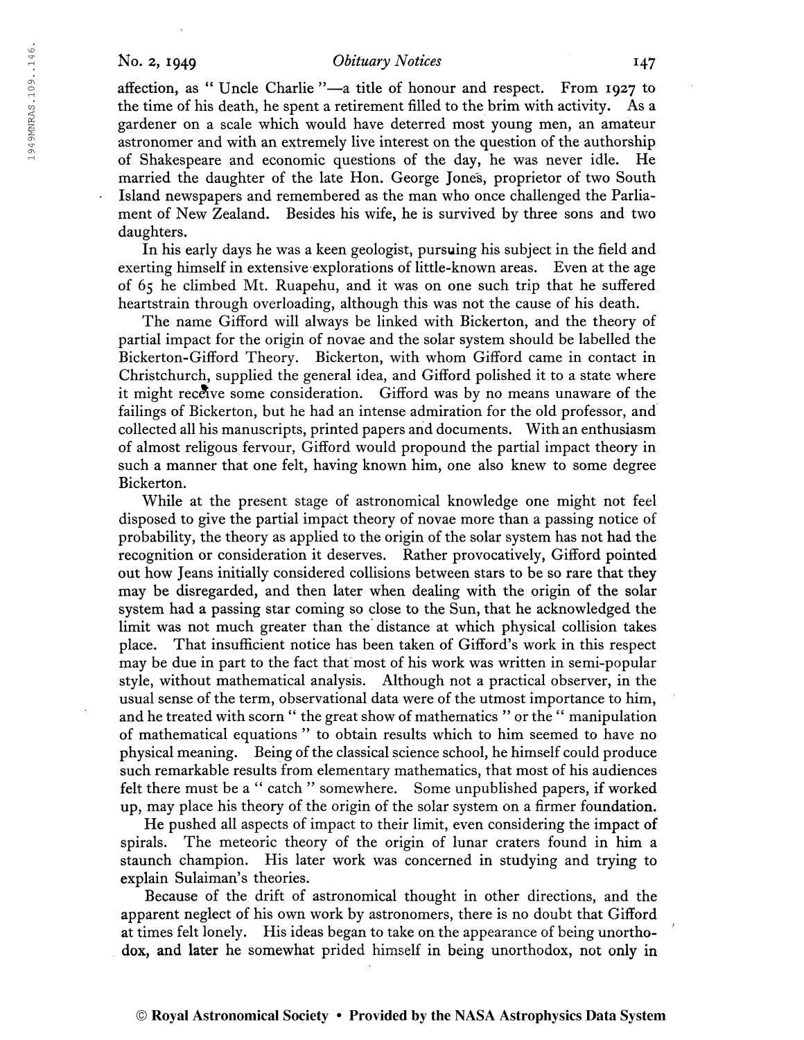affection, as " Uncle Charlie "—a title of honour and respect. From 1927 to the time of his death, he spent a retirement filled to the brim with activity. As a gardener on a scale which would have deterred most young men, an amateur astronomer and with an extremely live interest on the question of the authorship of Shakespeare and economic questions of the day, he was never idle. He married the daughter of the late Hon. George Jones, proprietor of two South Island newspapers and remembered as the man who once challenged the Parliament of New Zealand. Besides his wife, he is survived by three sons and two daughters.

In his early days he was a keen geologist, pursuing his subject in the field and exerting himself in extensive explorations of little-known areas. Even at the age of 65 he climbed Mt. Ruapehu, and it was on one such trip that he suffered heartstrain through overloading, although this was not the cause of his death.

The name Gifford will always be linked with Bickerton, and the theory of partial impact for the origin of novae and the solar system should be labelled the Bickerton-Gifford Theory. Bickerton, with whom Gifford came in contact in Christchurch, supplied the general idea, and Gifford polished it to a state where it might receive some consideration. Gifford was by no means unaware of the failings of Bickerton, but he had an intense admiration for the old professor, and collected all his manuscripts, printed papers and documents. With an enthusiasm of almost religous fervour, Gifford would propound the partial impact theory in such a manner that one felt, having known him, one also knew to some degree Bickerton.

While at the present stage of astronomical knowledge one might not feel disposed to give the partial impact theory of novae more than a passing notice of probability, the theory as applied to the origin of the solar system has not had the recognition or consideration it deserves. Rather provocatively, Gifford pointed out how Jeans initially considered collisions between stars to be so rare that they may be disregarded, and then later when dealing with the origin of the solar system had a passing star coming so close to the Sun, that he acknowledged the limit was not much greater than the distance at which physical collision takes place. That insufficient notice has been taken of Gifford's work in this respect may be due in part to the fact that most of his work was written in semi-popular style, without mathematical analysis. Although not a practical observer, in the usual sense of the term, observational data were of the utmost importance to him, and he treated with scorn " the great show of mathematics " or the " manipulation of mathematical equations " to obtain results which to him seemed to have no physical meaning. Being of the classical science school, he himself could produce such remarkable results from elementary mathematics, that most of his audiences felt there must be a " catch " somewhere. Some unpublished papers, if worked up, may place his theory of the origin of the solar system on a firmer foundation.

He pushed all aspects of impact to their limit, even considering the impact of spirals. The meteoric theory of the origin of lunar craters found in him a staunch champion. His later work was concerned in studying and trying to explain Sulaiman's theories.

Because of the drift of astronomical thought in other directions, and the apparent neglect of his own work by astronomers, there is no doubt that Gifford at times felt lonely. His ideas began to take on the appearance of being unorthodox, and later he somewhat prided himself in being unorthodox, not only in